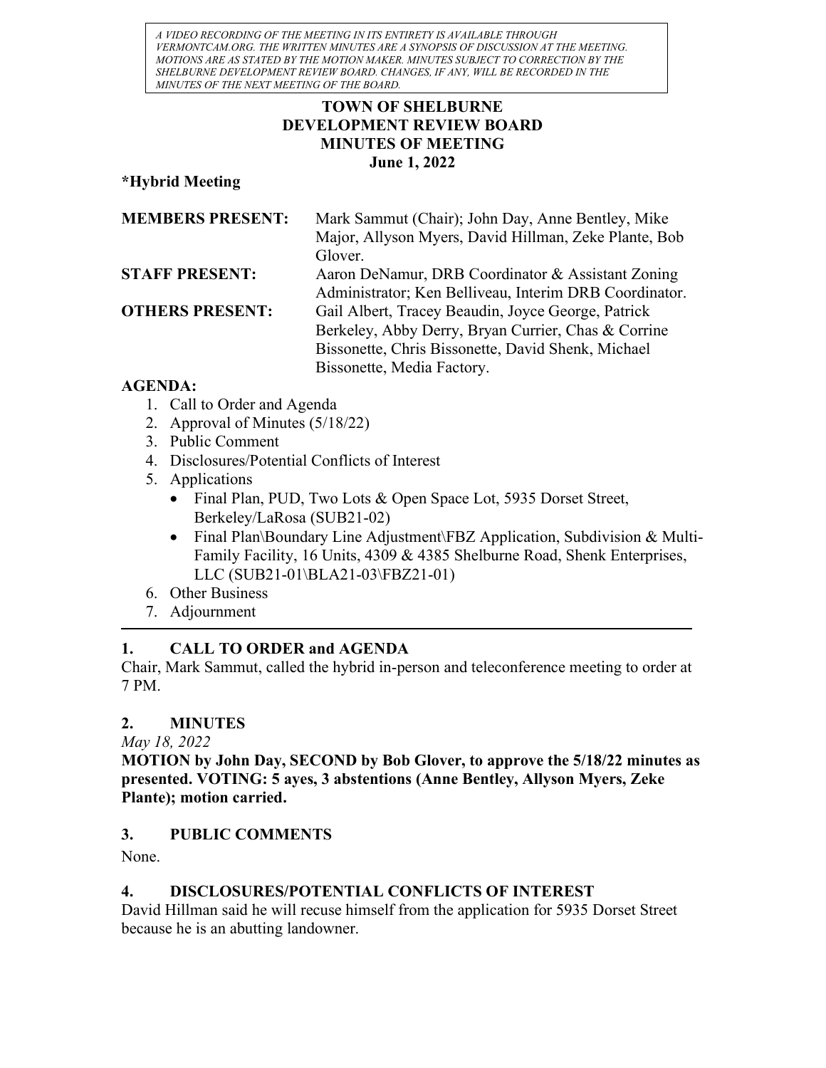*A VIDEO RECORDING OF THE MEETING IN ITS ENTIRETY IS AVAILABLE THROUGH VERMONTCAM.ORG. THE WRITTEN MINUTES ARE A SYNOPSIS OF DISCUSSION AT THE MEETING. MOTIONS ARE AS STATED BY THE MOTION MAKER. MINUTES SUBJECT TO CORRECTION BY THE SHELBURNE DEVELOPMENT REVIEW BOARD. CHANGES, IF ANY, WILL BE RECORDED IN THE MINUTES OF THE NEXT MEETING OF THE BOARD.*

# TOWN OF SHELBURNE
# DEVELOPMENT REVIEW BOARD
# MINUTES OF MEETING
## June 1, 2022

**\*Hybrid Meeting**

| | |
|---|---|
| **MEMBERS PRESENT:** | Mark Sammut (Chair); John Day, Anne Bentley, Mike Major, Allyson Myers, David Hillman, Zeke Plante, Bob Glover. |
| **STAFF PRESENT:** | Aaron DeNamur, DRB Coordinator & Assistant Zoning Administrator; Ken Belliveau, Interim DRB Coordinator. |
| **OTHERS PRESENT:** | Gail Albert, Tracey Beaudin, Joyce George, Patrick Berkeley, Abby Derry, Bryan Currier, Chas & Corrine Bissonette, Chris Bissonette, David Shenk, Michael Bissonette, Media Factory. |

**AGENDA:**

1. Call to Order and Agenda
2. Approval of Minutes (5/18/22)
3. Public Comment
4. Disclosures/Potential Conflicts of Interest
5. Applications
   - Final Plan, PUD, Two Lots & Open Space Lot, 5935 Dorset Street, Berkeley/LaRosa (SUB21-02)
   - Final Plan\Boundary Line Adjustment\FBZ Application, Subdivision & Multi-Family Facility, 16 Units, 4309 & 4385 Shelburne Road, Shenk Enterprises, LLC (SUB21-01\BLA21-03\FBZ21-01)
6. Other Business
7. Adjournment

---

## 1. CALL TO ORDER and AGENDA

Chair, Mark Sammut, called the hybrid in-person and teleconference meeting to order at 7 PM.

## 2. MINUTES

*May 18, 2022*

**MOTION by John Day, SECOND by Bob Glover, to approve the 5/18/22 minutes as presented. VOTING: 5 ayes, 3 abstentions (Anne Bentley, Allyson Myers, Zeke Plante); motion carried.**

## 3. PUBLIC COMMENTS

None.

## 4. DISCLOSURES/POTENTIAL CONFLICTS OF INTEREST

David Hillman said he will recuse himself from the application for 5935 Dorset Street because he is an abutting landowner.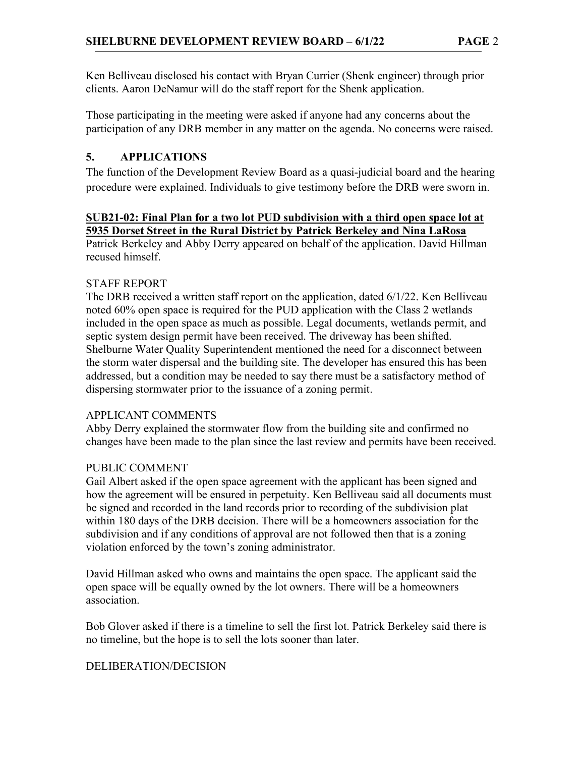Ken Belliveau disclosed his contact with Bryan Currier (Shenk engineer) through prior clients. Aaron DeNamur will do the staff report for the Shenk application.

Those participating in the meeting were asked if anyone had any concerns about the participation of any DRB member in any matter on the agenda. No concerns were raised.

## 5. APPLICATIONS

The function of the Development Review Board as a quasi-judicial board and the hearing procedure were explained. Individuals to give testimony before the DRB were sworn in.

**SUB21-02: Final Plan for a two lot PUD subdivision with a third open space lot at 5935 Dorset Street in the Rural District by Patrick Berkeley and Nina LaRosa**

Patrick Berkeley and Abby Derry appeared on behalf of the application. David Hillman recused himself.

STAFF REPORT

The DRB received a written staff report on the application, dated 6/1/22. Ken Belliveau noted 60% open space is required for the PUD application with the Class 2 wetlands included in the open space as much as possible. Legal documents, wetlands permit, and septic system design permit have been received. The driveway has been shifted. Shelburne Water Quality Superintendent mentioned the need for a disconnect between the storm water dispersal and the building site. The developer has ensured this has been addressed, but a condition may be needed to say there must be a satisfactory method of dispersing stormwater prior to the issuance of a zoning permit.

APPLICANT COMMENTS

Abby Derry explained the stormwater flow from the building site and confirmed no changes have been made to the plan since the last review and permits have been received.

PUBLIC COMMENT

Gail Albert asked if the open space agreement with the applicant has been signed and how the agreement will be ensured in perpetuity. Ken Belliveau said all documents must be signed and recorded in the land records prior to recording of the subdivision plat within 180 days of the DRB decision. There will be a homeowners association for the subdivision and if any conditions of approval are not followed then that is a zoning violation enforced by the town's zoning administrator.

David Hillman asked who owns and maintains the open space. The applicant said the open space will be equally owned by the lot owners. There will be a homeowners association.

Bob Glover asked if there is a timeline to sell the first lot. Patrick Berkeley said there is no timeline, but the hope is to sell the lots sooner than later.

DELIBERATION/DECISION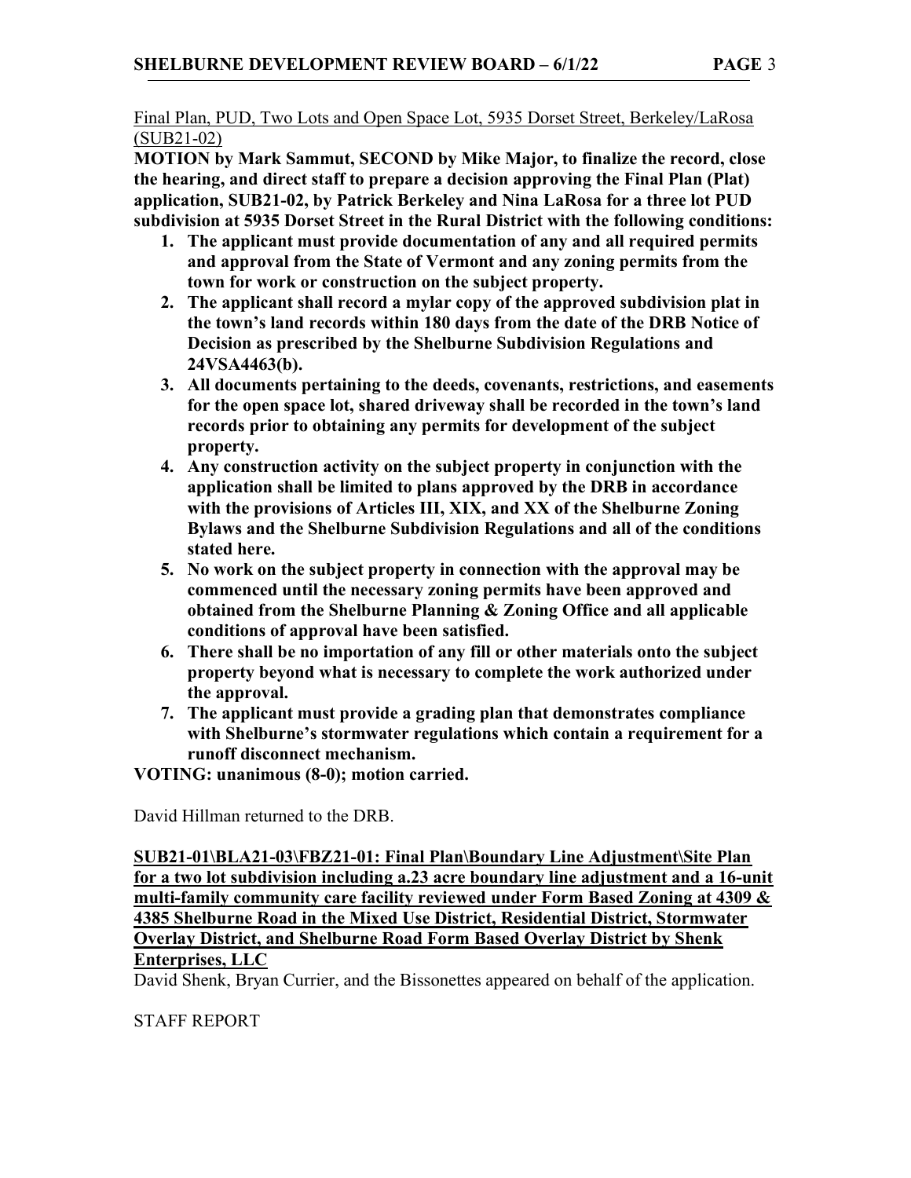Final Plan, PUD, Two Lots and Open Space Lot, 5935 Dorset Street, Berkeley/LaRosa (SUB21-02)

**MOTION by Mark Sammut, SECOND by Mike Major, to finalize the record, close the hearing, and direct staff to prepare a decision approving the Final Plan (Plat) application, SUB21-02, by Patrick Berkeley and Nina LaRosa for a three lot PUD subdivision at 5935 Dorset Street in the Rural District with the following conditions:**

1. **The applicant must provide documentation of any and all required permits and approval from the State of Vermont and any zoning permits from the town for work or construction on the subject property.**
2. **The applicant shall record a mylar copy of the approved subdivision plat in the town's land records within 180 days from the date of the DRB Notice of Decision as prescribed by the Shelburne Subdivision Regulations and 24VSA4463(b).**
3. **All documents pertaining to the deeds, covenants, restrictions, and easements for the open space lot, shared driveway shall be recorded in the town's land records prior to obtaining any permits for development of the subject property.**
4. **Any construction activity on the subject property in conjunction with the application shall be limited to plans approved by the DRB in accordance with the provisions of Articles III, XIX, and XX of the Shelburne Zoning Bylaws and the Shelburne Subdivision Regulations and all of the conditions stated here.**
5. **No work on the subject property in connection with the approval may be commenced until the necessary zoning permits have been approved and obtained from the Shelburne Planning & Zoning Office and all applicable conditions of approval have been satisfied.**
6. **There shall be no importation of any fill or other materials onto the subject property beyond what is necessary to complete the work authorized under the approval.**
7. **The applicant must provide a grading plan that demonstrates compliance with Shelburne's stormwater regulations which contain a requirement for a runoff disconnect mechanism.**

**VOTING: unanimous (8-0); motion carried.**

David Hillman returned to the DRB.

**SUB21-01\BLA21-03\FBZ21-01: Final Plan\Boundary Line Adjustment\Site Plan for a two lot subdivision including a.23 acre boundary line adjustment and a 16-unit multi-family community care facility reviewed under Form Based Zoning at 4309 & 4385 Shelburne Road in the Mixed Use District, Residential District, Stormwater Overlay District, and Shelburne Road Form Based Overlay District by Shenk Enterprises, LLC**

David Shenk, Bryan Currier, and the Bissonettes appeared on behalf of the application.

STAFF REPORT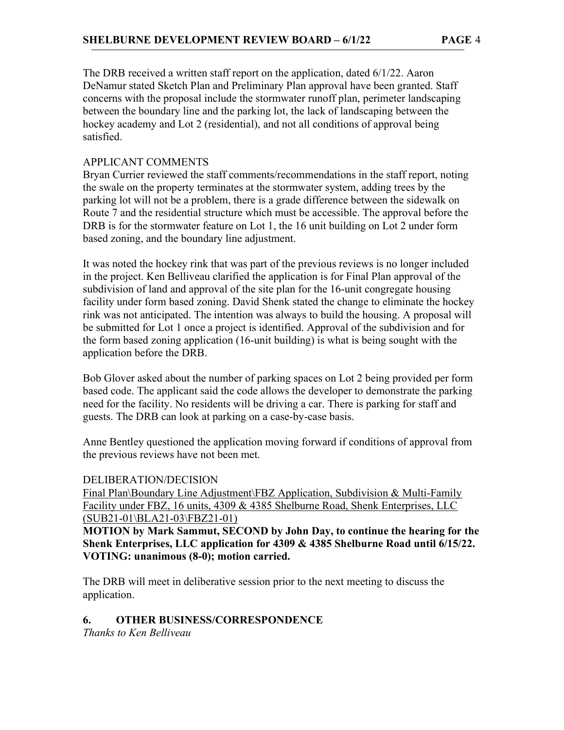The DRB received a written staff report on the application, dated 6/1/22. Aaron DeNamur stated Sketch Plan and Preliminary Plan approval have been granted. Staff concerns with the proposal include the stormwater runoff plan, perimeter landscaping between the boundary line and the parking lot, the lack of landscaping between the hockey academy and Lot 2 (residential), and not all conditions of approval being satisfied.

APPLICANT COMMENTS

Bryan Currier reviewed the staff comments/recommendations in the staff report, noting the swale on the property terminates at the stormwater system, adding trees by the parking lot will not be a problem, there is a grade difference between the sidewalk on Route 7 and the residential structure which must be accessible. The approval before the DRB is for the stormwater feature on Lot 1, the 16 unit building on Lot 2 under form based zoning, and the boundary line adjustment.

It was noted the hockey rink that was part of the previous reviews is no longer included in the project. Ken Belliveau clarified the application is for Final Plan approval of the subdivision of land and approval of the site plan for the 16-unit congregate housing facility under form based zoning. David Shenk stated the change to eliminate the hockey rink was not anticipated. The intention was always to build the housing. A proposal will be submitted for Lot 1 once a project is identified. Approval of the subdivision and for the form based zoning application (16-unit building) is what is being sought with the application before the DRB.

Bob Glover asked about the number of parking spaces on Lot 2 being provided per form based code. The applicant said the code allows the developer to demonstrate the parking need for the facility. No residents will be driving a car. There is parking for staff and guests. The DRB can look at parking on a case-by-case basis.

Anne Bentley questioned the application moving forward if conditions of approval from the previous reviews have not been met.

DELIBERATION/DECISION

<u>Final Plan\Boundary Line Adjustment\FBZ Application, Subdivision & Multi-Family Facility under FBZ, 16 units, 4309 & 4385 Shelburne Road, Shenk Enterprises, LLC (SUB21-01\BLA21-03\FBZ21-01)</u>

**MOTION by Mark Sammut, SECOND by John Day, to continue the hearing for the Shenk Enterprises, LLC application for 4309 & 4385 Shelburne Road until 6/15/22. VOTING: unanimous (8-0); motion carried.**

The DRB will meet in deliberative session prior to the next meeting to discuss the application.

## 6. OTHER BUSINESS/CORRESPONDENCE

*Thanks to Ken Belliveau*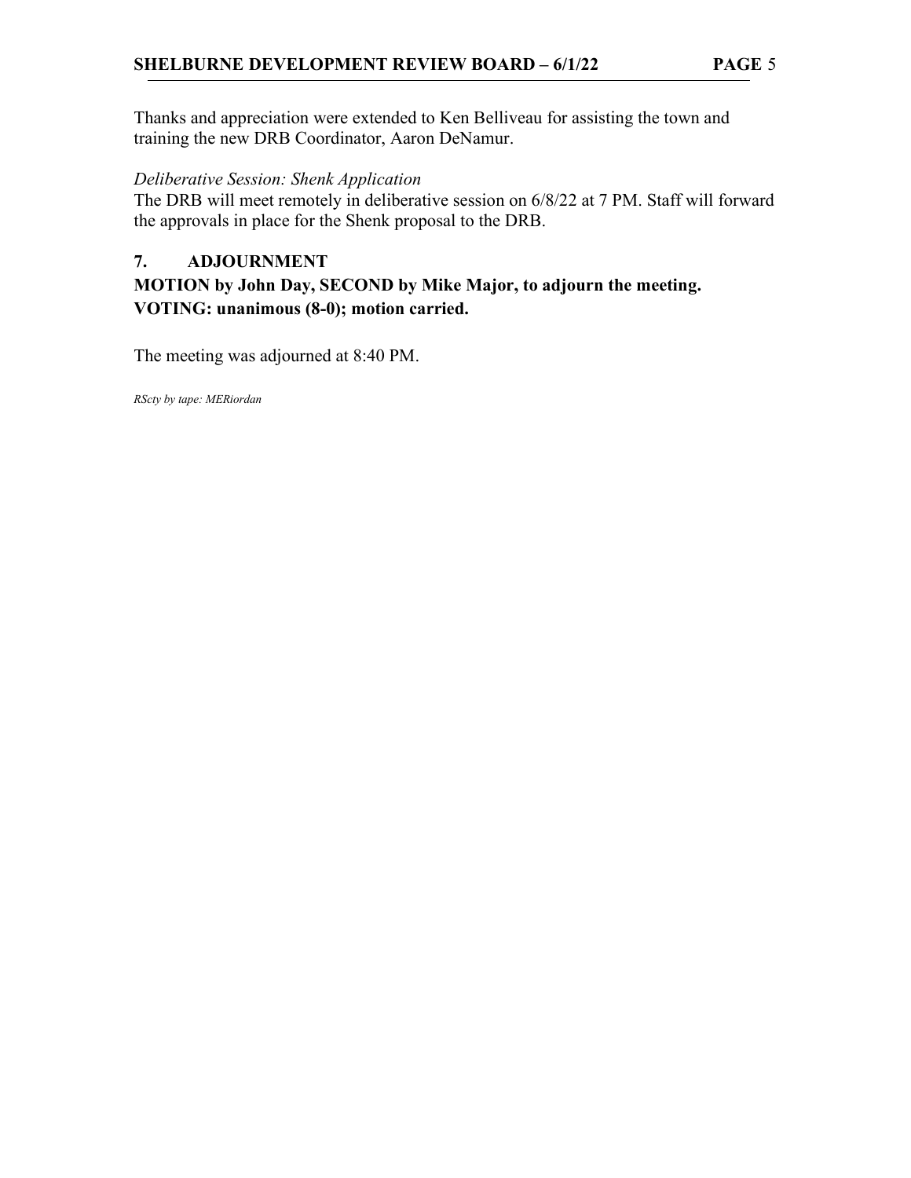Thanks and appreciation were extended to Ken Belliveau for assisting the town and training the new DRB Coordinator, Aaron DeNamur.

*Deliberative Session: Shenk Application*

The DRB will meet remotely in deliberative session on 6/8/22 at 7 PM. Staff will forward the approvals in place for the Shenk proposal to the DRB.

## 7. ADJOURNMENT

**MOTION by John Day, SECOND by Mike Major, to adjourn the meeting.**
**VOTING: unanimous (8-0); motion carried.**

The meeting was adjourned at 8:40 PM.

*RScty by tape: MERiordan*